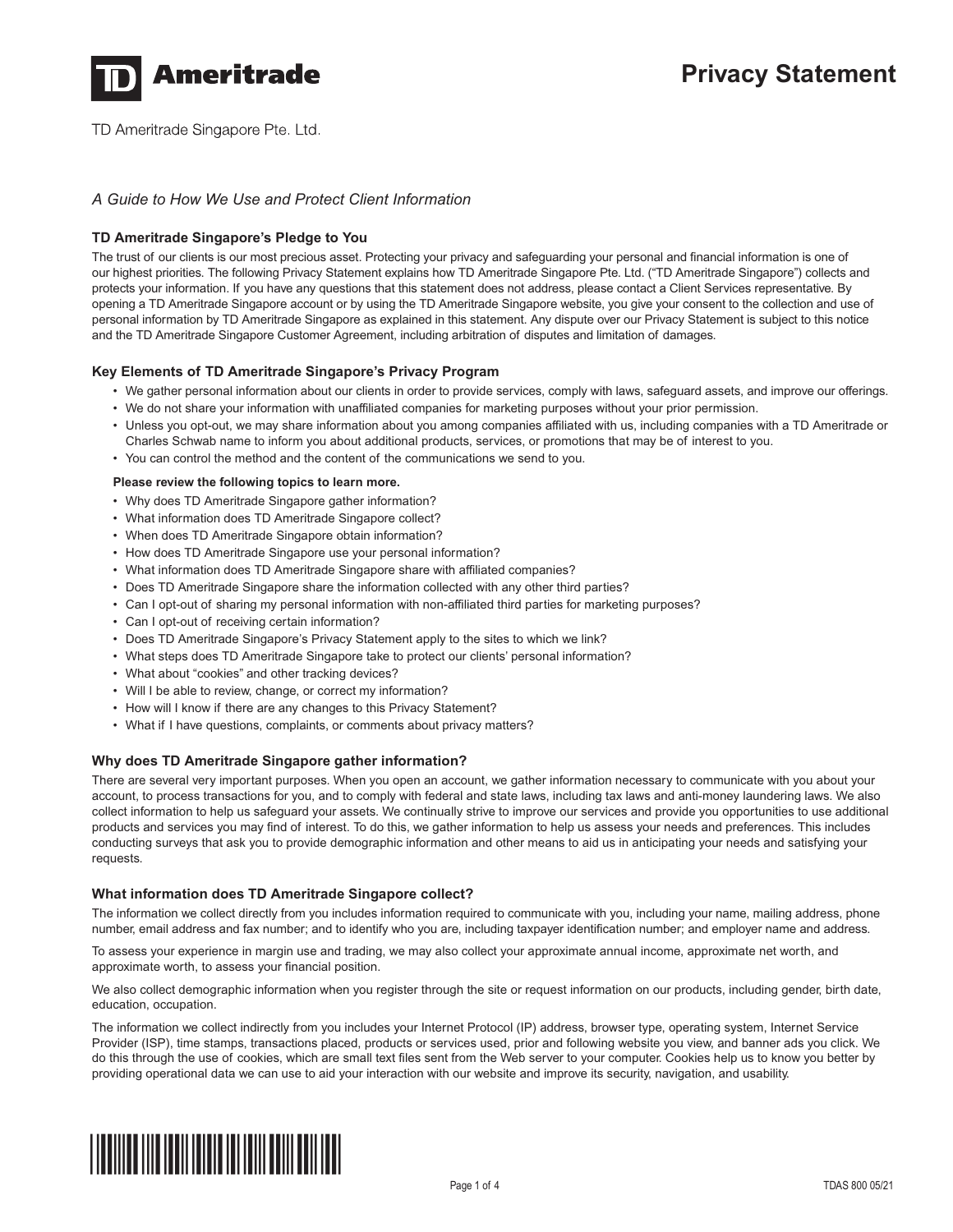# Privacy Statement

TD Ameritrade Singapore Pte. Ltd.

*A Guide to How We Use and Protect Client Information*

### TD Ameritrade Singapore's Pledge to You

The trust of our clients is our most precious asset. Protecting your privacy and safeguarding your personal and financial information is one of our highest priorities. The following Privacy Statement explains how TD Ameritrade Singapore Pte. Ltd. ("TD Ameritrade Singapore") collects and protects your information. If you have any questions that this statement does not address, please contact a Client Services representative. By opening a TD Ameritrade Singapore account or by using the TD Ameritrade Singapore website, you give your consent to the collection and use of personal information by TD Ameritrade Singapore as explained in this statement. Any dispute over our Privacy Statement is subject to this notice and the TD Ameritrade Singapore Customer Agreement, including arbitration of disputes and limitation of damages.

### Key Elements of TD Ameritrade Singapore's Privacy Program

- We gather personal information about our clients in order to provide services, comply with laws, safeguard assets, and improve our offerings.
- We do not share your information with unaffiliated companies for marketing purposes without your prior permission.
- Unless you opt-out, we may share information about you among companies affiliated with us, including companies with a TD Ameritrade or Charles Schwab name to inform you about additional products, services, or promotions that may be of interest to you.
- You can control the method and the content of the communications we send to you.

**Please review the following topics to learn more.**

- Why does TD Ameritrade Singapore gather information?
- What information does TD Ameritrade Singapore collect?
- When does TD Ameritrade Singapore obtain information?
- How does TD Ameritrade Singapore use your personal information?
- What information does TD Ameritrade Singapore share with affiliated companies?
- Does TD Ameritrade Singapore share the information collected with any other third parties?
- Can I opt-out of sharing my personal information with non-affiliated third parties for marketing purposes?
- Can I opt-out of receiving certain information?
- Does TD Ameritrade Singapore's Privacy Statement apply to the sites to which we link?
- What steps does TD Ameritrade Singapore take to protect our clients' personal information?
- What about "cookies" and other tracking devices?
- Will I be able to review, change, or correct my information?
- How will I know if there are any changes to this Privacy Statement?
- What if I have questions, complaints, or comments about privacy matters?

### Why does TD Ameritrade Singapore gather information?

There are several very important purposes. When you open an account, we gather information necessary to communicate with you about your account, to process transactions for you, and to comply with federal and state laws, including tax laws and anti-money laundering laws. We also collect information to help us safeguard your assets. We continually strive to improve our services and provide you opportunities to use additional products and services you may find of interest. To do this, we gather information to help us assess your needs and preferences. This includes conducting surveys that ask you to provide demographic information and other means to aid us in anticipating your needs and satisfying your requests.

### What information does TD Ameritrade Singapore collect?

The information we collect directly from you includes information required to communicate with you, including your name, mailing address, phone number, email address and fax number; and to identify who you are, including taxpayer identification number; and employer name and address.

To assess your experience in margin use and trading, we may also collect your approximate annual income, approximate net worth, and approximate worth, to assess your financial position.

We also collect demographic information when you register through the site or request information on our products, including gender, birth date, education, occupation.

The information we collect indirectly from you includes your Internet Protocol (IP) address, browser type, operating system, Internet Service Provider (ISP), time stamps, transactions placed, products or services used, prior and following website you view, and banner ads you click. We do this through the use of cookies, which are small text files sent from the Web server to your computer. Cookies help us to know you better by providing operational data we can use to aid your interaction with our website and improve its security, navigation, and usability.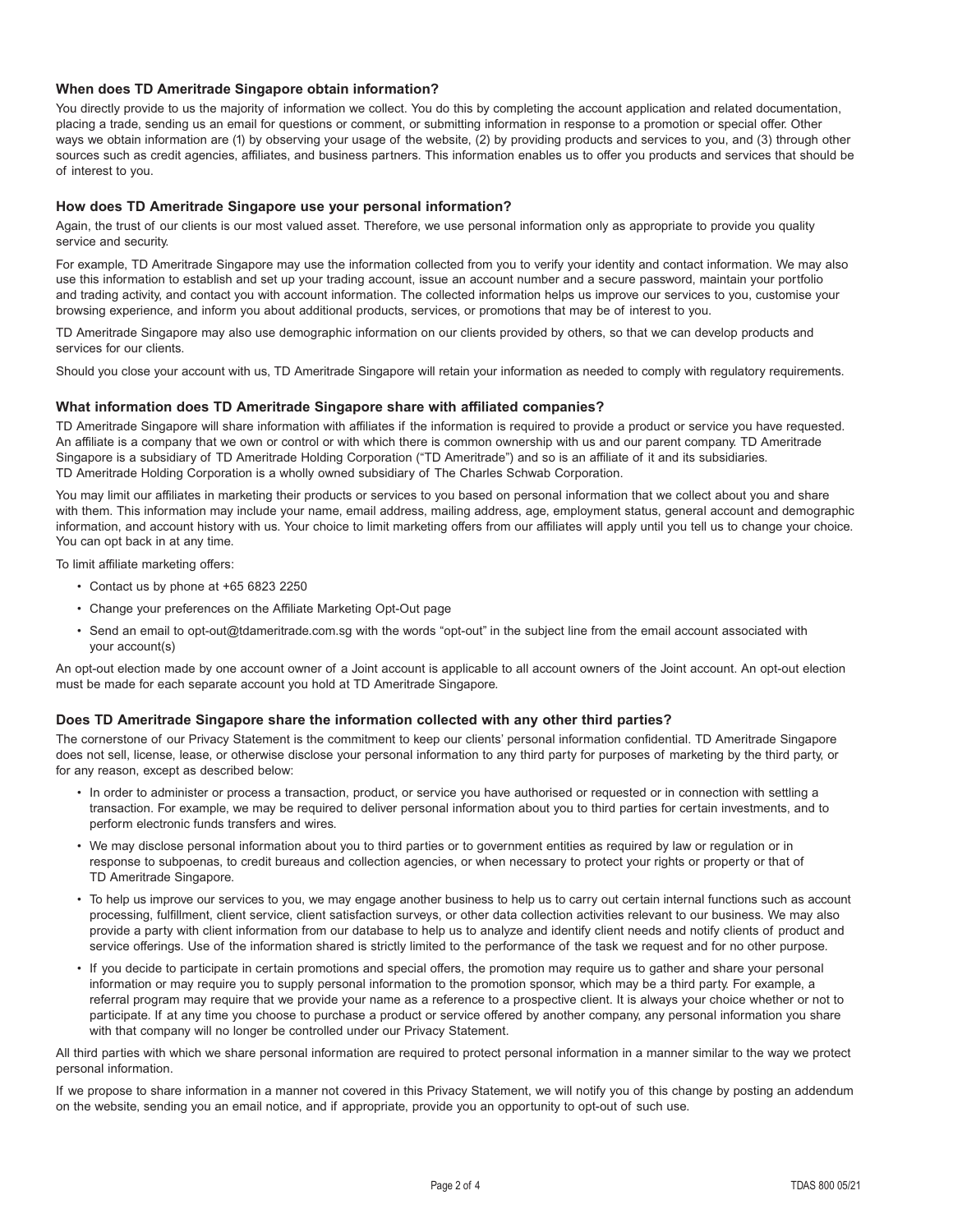### When does TD Ameritrade Singapore obtain information?

You directly provide to us the majority of information we collect. You do this by completing the account application and related documentation, placing a trade, sending us an email for questions or comment, or submitting information in response to a promotion or special offer. Other ways we obtain information are (1) by observing your usage of the website, (2) by providing products and services to you, and (3) through other sources such as credit agencies, affiliates, and business partners. This information enables us to offer you products and services that should be of interest to you.

### How does TD Ameritrade Singapore use your personal information?

Again, the trust of our clients is our most valued asset. Therefore, we use personal information only as appropriate to provide you quality service and security.

For example, TD Ameritrade Singapore may use the information collected from you to verify your identity and contact information. We may also use this information to establish and set up your trading account, issue an account number and a secure password, maintain your portfolio and trading activity, and contact you with account information. The collected information helps us improve our services to you, customise your browsing experience, and inform you about additional products, services, or promotions that may be of interest to you.

TD Ameritrade Singapore may also use demographic information on our clients provided by others, so that we can develop products and services for our clients.

Should you close your account with us, TD Ameritrade Singapore will retain your information as needed to comply with regulatory requirements.

### What information does TD Ameritrade Singapore share with affiliated companies?

TD Ameritrade Singapore will share information with affiliates if the information is required to provide a product or service you have requested. An affiliate is a company that we own or control or with which there is common ownership with us and our parent company. TD Ameritrade Singapore is a subsidiary of TD Ameritrade Holding Corporation ("TD Ameritrade") and so is an affiliate of it and its subsidiaries. TD Ameritrade Holding Corporation is a wholly owned subsidiary of The Charles Schwab Corporation.

You may limit our affiliates in marketing their products or services to you based on personal information that we collect about you and share with them. This information may include your name, email address, mailing address, age, employment status, general account and demographic information, and account history with us. Your choice to limit marketing offers from our affiliates will apply until you tell us to change your choice. You can opt back in at any time.

To limit affiliate marketing offers:

- Contact us by phone at +65 6823 2250
- Change your preferences on the Affiliate Marketing Opt-Out page
- Send an email to opt-out@tdameritrade.com.sg with the words "opt-out" in the subject line from the email account associated with your account(s)

An opt-out election made by one account owner of a Joint account is applicable to all account owners of the Joint account. An opt-out election must be made for each separate account you hold at TD Ameritrade Singapore.

### Does TD Ameritrade Singapore share the information collected with any other third parties?

The cornerstone of our Privacy Statement is the commitment to keep our clients' personal information confidential. TD Ameritrade Singapore does not sell, license, lease, or otherwise disclose your personal information to any third party for purposes of marketing by the third party, or for any reason, except as described below:

- In order to administer or process a transaction, product, or service you have authorised or requested or in connection with settling a transaction. For example, we may be required to deliver personal information about you to third parties for certain investments, and to perform electronic funds transfers and wires.
- We may disclose personal information about you to third parties or to government entities as required by law or regulation or in response to subpoenas, to credit bureaus and collection agencies, or when necessary to protect your rights or property or that of TD Ameritrade Singapore.
- To help us improve our services to you, we may engage another business to help us to carry out certain internal functions such as account processing, fulfillment, client service, client satisfaction surveys, or other data collection activities relevant to our business. We may also provide a party with client information from our database to help us to analyze and identify client needs and notify clients of product and service offerings. Use of the information shared is strictly limited to the performance of the task we request and for no other purpose.
- If you decide to participate in certain promotions and special offers, the promotion may require us to gather and share your personal information or may require you to supply personal information to the promotion sponsor, which may be a third party. For example, a referral program may require that we provide your name as a reference to a prospective client. It is always your choice whether or not to participate. If at any time you choose to purchase a product or service offered by another company, any personal information you share with that company will no longer be controlled under our Privacy Statement.

All third parties with which we share personal information are required to protect personal information in a manner similar to the way we protect personal information.

If we propose to share information in a manner not covered in this Privacy Statement, we will notify you of this change by posting an addendum on the website, sending you an email notice, and if appropriate, provide you an opportunity to opt-out of such use.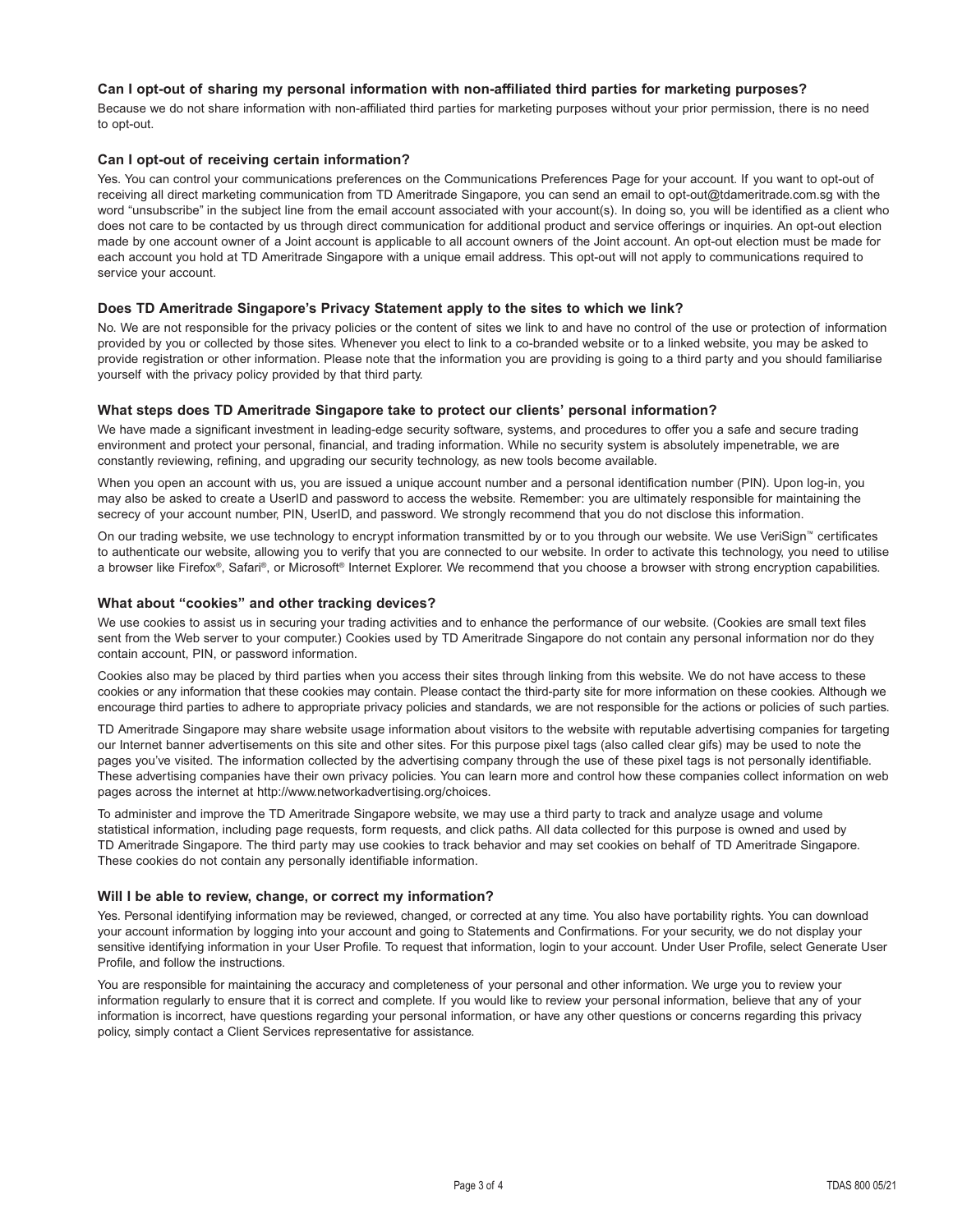### Can I opt-out of sharing my personal information with non-affiliated third parties for marketing purposes?

Because we do not share information with non-affiliated third parties for marketing purposes without your prior permission, there is no need to opt-out.

### Can I opt-out of receiving certain information?

Yes. You can control your communications preferences on the Communications Preferences Page for your account. If you want to opt-out of receiving all direct marketing communication from TD Ameritrade Singapore, you can send an email to opt-out@tdameritrade.com.sg with the word "unsubscribe" in the subject line from the email account associated with your account(s). In doing so, you will be identified as a client who does not care to be contacted by us through direct communication for additional product and service offerings or inquiries. An opt-out election made by one account owner of a Joint account is applicable to all account owners of the Joint account. An opt-out election must be made for each account you hold at TD Ameritrade Singapore with a unique email address. This opt-out will not apply to communications required to service your account.

### Does TD Ameritrade Singapore's Privacy Statement apply to the sites to which we link?

No. We are not responsible for the privacy policies or the content of sites we link to and have no control of the use or protection of information provided by you or collected by those sites. Whenever you elect to link to a co-branded website or to a linked website, you may be asked to provide registration or other information. Please note that the information you are providing is going to a third party and you should familiarise yourself with the privacy policy provided by that third party.

### What steps does TD Ameritrade Singapore take to protect our clients' personal information?

We have made a significant investment in leading-edge security software, systems, and procedures to offer you a safe and secure trading environment and protect your personal, financial, and trading information. While no security system is absolutely impenetrable, we are constantly reviewing, refining, and upgrading our security technology, as new tools become available.

When you open an account with us, you are issued a unique account number and a personal identification number (PIN). Upon log-in, you may also be asked to create a UserID and password to access the website. Remember: you are ultimately responsible for maintaining the secrecy of your account number, PIN, UserID, and password. We strongly recommend that you do not disclose this information.

On our trading website, we use technology to encrypt information transmitted by or to you through our website. We use VeriSign™ certificates to authenticate our website, allowing you to verify that you are connected to our website. In order to activate this technology, you need to utilise a browser like Firefox®, Safari®, or Microsoft® Internet Explorer. We recommend that you choose a browser with strong encryption capabilities.

### What about "cookies" and other tracking devices?

We use cookies to assist us in securing your trading activities and to enhance the performance of our website. (Cookies are small text files sent from the Web server to your computer.) Cookies used by TD Ameritrade Singapore do not contain any personal information nor do they contain account, PIN, or password information.

Cookies also may be placed by third parties when you access their sites through linking from this website. We do not have access to these cookies or any information that these cookies may contain. Please contact the third-party site for more information on these cookies. Although we encourage third parties to adhere to appropriate privacy policies and standards, we are not responsible for the actions or policies of such parties.

TD Ameritrade Singapore may share website usage information about visitors to the website with reputable advertising companies for targeting our Internet banner advertisements on this site and other sites. For this purpose pixel tags (also called clear gifs) may be used to note the pages you've visited. The information collected by the advertising company through the use of these pixel tags is not personally identifiable. These advertising companies have their own privacy policies. You can learn more and control how these companies collect information on web pages across the internet at http://www.networkadvertising.org/choices.

To administer and improve the TD Ameritrade Singapore website, we may use a third party to track and analyze usage and volume statistical information, including page requests, form requests, and click paths. All data collected for this purpose is owned and used by TD Ameritrade Singapore. The third party may use cookies to track behavior and may set cookies on behalf of TD Ameritrade Singapore. These cookies do not contain any personally identifiable information.

### Will I be able to review, change, or correct my information?

Yes. Personal identifying information may be reviewed, changed, or corrected at any time. You also have portability rights. You can download your account information by logging into your account and going to Statements and Confirmations. For your security, we do not display your sensitive identifying information in your User Profile. To request that information, login to your account. Under User Profile, select Generate User Profile, and follow the instructions.

You are responsible for maintaining the accuracy and completeness of your personal and other information. We urge you to review your information regularly to ensure that it is correct and complete. If you would like to review your personal information, believe that any of your information is incorrect, have questions regarding your personal information, or have any other questions or concerns regarding this privacy policy, simply contact a Client Services representative for assistance.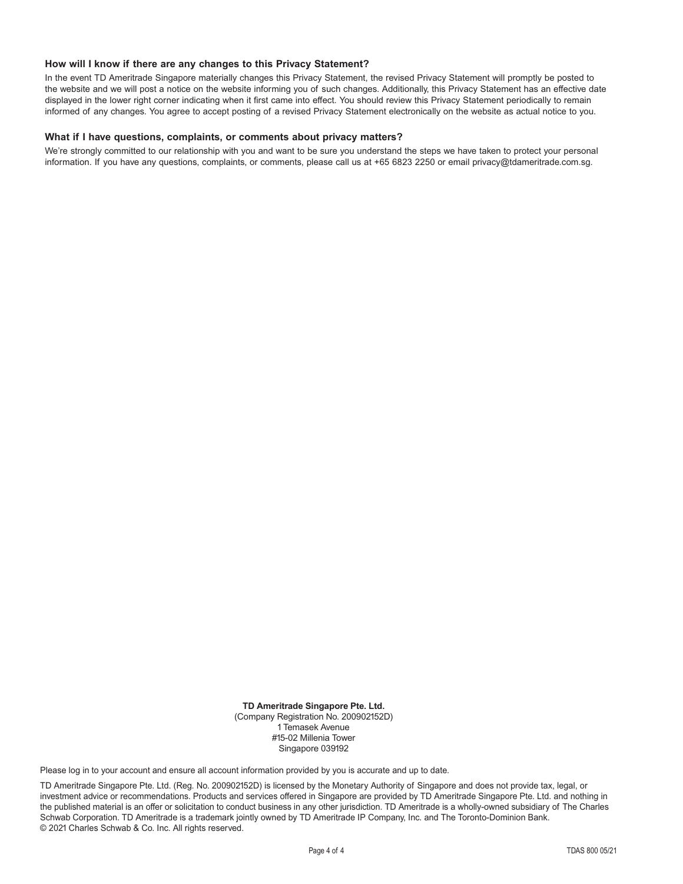### How will I know if there are any changes to this Privacy Statement?

In the event TD Ameritrade Singapore materially changes this Privacy Statement, the revised Privacy Statement will promptly be posted to the website and we will post a notice on the website informing you of such changes. Additionally, this Privacy Statement has an effective date displayed in the lower right corner indicating when it first came into effect. You should review this Privacy Statement periodically to remain informed of any changes. You agree to accept posting of a revised Privacy Statement electronically on the website as actual notice to you.

### What if I have questions, complaints, or comments about privacy matters?

We're strongly committed to our relationship with you and want to be sure you understand the steps we have taken to protect your personal information. If you have any questions, complaints, or comments, please call us at +65 6823 2250 or email privacy@tdameritrade.com.sg.

**TD Ameritrade Singapore Pte. Ltd.**
(Company Registration No. 200902152D)
1 Temasek Avenue
#15-02 Millenia Tower
Singapore 039192

Please log in to your account and ensure all account information provided by you is accurate and up to date.

TD Ameritrade Singapore Pte. Ltd. (Reg. No. 200902152D) is licensed by the Monetary Authority of Singapore and does not provide tax, legal, or investment advice or recommendations. Products and services offered in Singapore are provided by TD Ameritrade Singapore Pte. Ltd. and nothing in the published material is an offer or solicitation to conduct business in any other jurisdiction. TD Ameritrade is a wholly-owned subsidiary of The Charles Schwab Corporation. TD Ameritrade is a trademark jointly owned by TD Ameritrade IP Company, Inc. and The Toronto-Dominion Bank.
© 2021 Charles Schwab & Co. Inc. All rights reserved.

TDAS 800 05/21